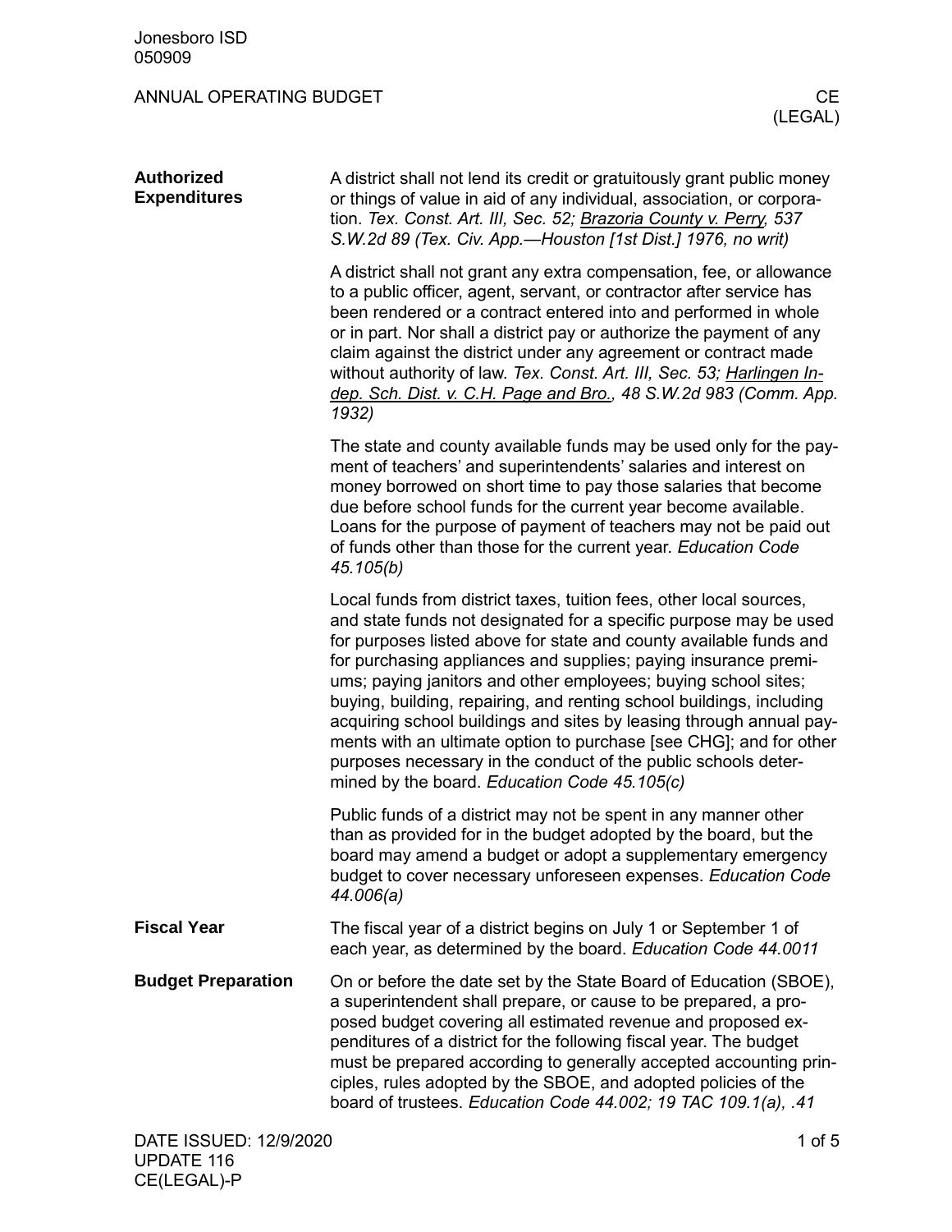# ANNUAL OPERATING BUDGET — CE (LEGAL)

## Authorized Expenditures

A district shall not lend its credit or gratuitously grant public money or things of value in aid of any individual, association, or corporation. *Tex. Const. Art. III, Sec. 52; Brazoria County v. Perry, 537 S.W.2d 89 (Tex. Civ. App.—Houston [1st Dist.] 1976, no writ)*

A district shall not grant any extra compensation, fee, or allowance to a public officer, agent, servant, or contractor after service has been rendered or a contract entered into and performed in whole or in part. Nor shall a district pay or authorize the payment of any claim against the district under any agreement or contract made without authority of law. *Tex. Const. Art. III, Sec. 53; Harlingen Indep. Sch. Dist. v. C.H. Page and Bro., 48 S.W.2d 983 (Comm. App. 1932)*

The state and county available funds may be used only for the payment of teachers' and superintendents' salaries and interest on money borrowed on short time to pay those salaries that become due before school funds for the current year become available. Loans for the purpose of payment of teachers may not be paid out of funds other than those for the current year. *Education Code 45.105(b)*

Local funds from district taxes, tuition fees, other local sources, and state funds not designated for a specific purpose may be used for purposes listed above for state and county available funds and for purchasing appliances and supplies; paying insurance premiums; paying janitors and other employees; buying school sites; buying, building, repairing, and renting school buildings, including acquiring school buildings and sites by leasing through annual payments with an ultimate option to purchase [see CHG]; and for other purposes necessary in the conduct of the public schools determined by the board. *Education Code 45.105(c)*

Public funds of a district may not be spent in any manner other than as provided for in the budget adopted by the board, but the board may amend a budget or adopt a supplementary emergency budget to cover necessary unforeseen expenses. *Education Code 44.006(a)*

## Fiscal Year

The fiscal year of a district begins on July 1 or September 1 of each year, as determined by the board. *Education Code 44.0011*

## Budget Preparation

On or before the date set by the State Board of Education (SBOE), a superintendent shall prepare, or cause to be prepared, a proposed budget covering all estimated revenue and proposed expenditures of a district for the following fiscal year. The budget must be prepared according to generally accepted accounting principles, rules adopted by the SBOE, and adopted policies of the board of trustees. *Education Code 44.002; 19 TAC 109.1(a), .41*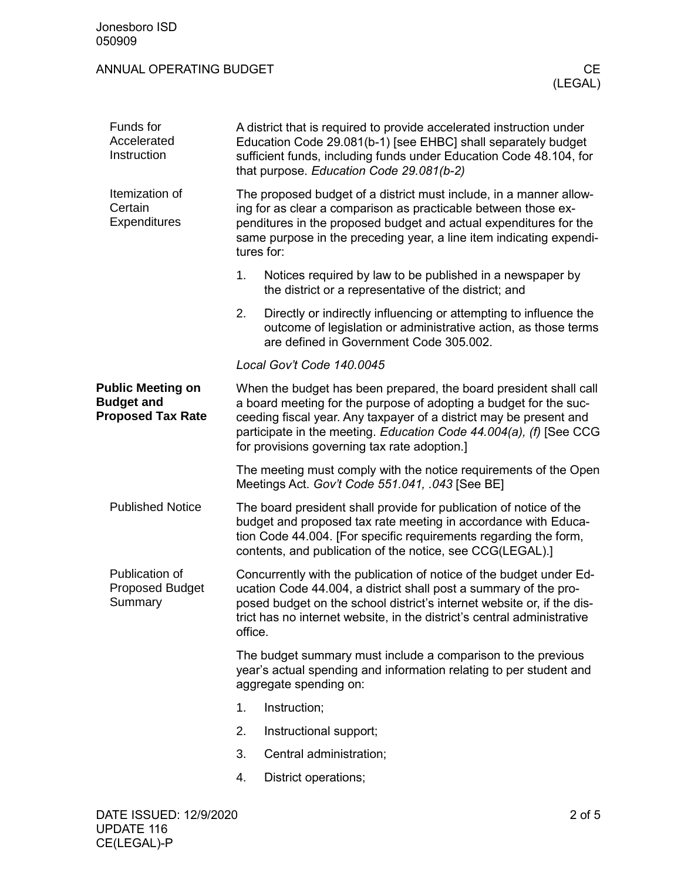### Funds for Accelerated Instruction

A district that is required to provide accelerated instruction under Education Code 29.081(b-1) [see EHBC] shall separately budget sufficient funds, including funds under Education Code 48.104, for that purpose. *Education Code 29.081(b-2)*

### Itemization of Certain Expenditures

The proposed budget of a district must include, in a manner allowing for as clear a comparison as practicable between those expenditures in the proposed budget and actual expenditures for the same purpose in the preceding year, a line item indicating expenditures for:

1. Notices required by law to be published in a newspaper by the district or a representative of the district; and
2. Directly or indirectly influencing or attempting to influence the outcome of legislation or administrative action, as those terms are defined in Government Code 305.002.

*Local Gov't Code 140.0045*

## Public Meeting on Budget and Proposed Tax Rate

When the budget has been prepared, the board president shall call a board meeting for the purpose of adopting a budget for the succeeding fiscal year. Any taxpayer of a district may be present and participate in the meeting. *Education Code 44.004(a), (f)* [See CCG for provisions governing tax rate adoption.]

The meeting must comply with the notice requirements of the Open Meetings Act. *Gov't Code 551.041, .043* [See BE]

### Published Notice

The board president shall provide for publication of notice of the budget and proposed tax rate meeting in accordance with Education Code 44.004. [For specific requirements regarding the form, contents, and publication of the notice, see CCG(LEGAL).]

### Publication of Proposed Budget Summary

Concurrently with the publication of notice of the budget under Education Code 44.004, a district shall post a summary of the proposed budget on the school district's internet website or, if the district has no internet website, in the district's central administrative office.

The budget summary must include a comparison to the previous year's actual spending and information relating to per student and aggregate spending on:

1. Instruction;
2. Instructional support;
3. Central administration;
4. District operations;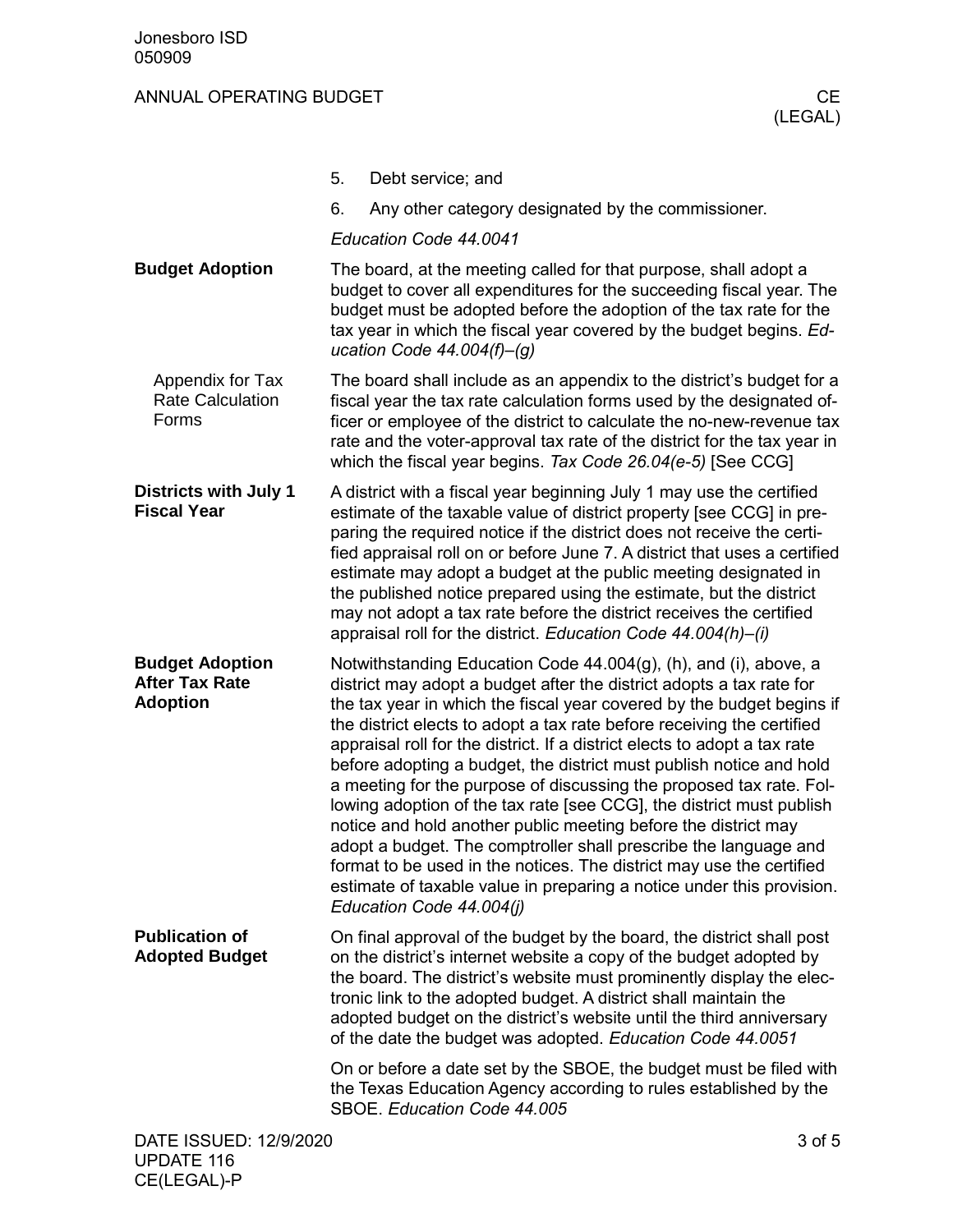5. Debt service; and
6. Any other category designated by the commissioner.

*Education Code 44.0041*

## Budget Adoption

The board, at the meeting called for that purpose, shall adopt a budget to cover all expenditures for the succeeding fiscal year. The budget must be adopted before the adoption of the tax rate for the tax year in which the fiscal year covered by the budget begins. *Education Code 44.004(f)–(g)*

### Appendix for Tax Rate Calculation Forms

The board shall include as an appendix to the district's budget for a fiscal year the tax rate calculation forms used by the designated officer or employee of the district to calculate the no-new-revenue tax rate and the voter-approval tax rate of the district for the tax year in which the fiscal year begins. *Tax Code 26.04(e-5)* [See CCG]

## Districts with July 1 Fiscal Year

A district with a fiscal year beginning July 1 may use the certified estimate of the taxable value of district property [see CCG] in preparing the required notice if the district does not receive the certified appraisal roll on or before June 7. A district that uses a certified estimate may adopt a budget at the public meeting designated in the published notice prepared using the estimate, but the district may not adopt a tax rate before the district receives the certified appraisal roll for the district. *Education Code 44.004(h)–(i)*

## Budget Adoption After Tax Rate Adoption

Notwithstanding Education Code 44.004(g), (h), and (i), above, a district may adopt a budget after the district adopts a tax rate for the tax year in which the fiscal year covered by the budget begins if the district elects to adopt a tax rate before receiving the certified appraisal roll for the district. If a district elects to adopt a tax rate before adopting a budget, the district must publish notice and hold a meeting for the purpose of discussing the proposed tax rate. Following adoption of the tax rate [see CCG], the district must publish notice and hold another public meeting before the district may adopt a budget. The comptroller shall prescribe the language and format to be used in the notices. The district may use the certified estimate of taxable value in preparing a notice under this provision. *Education Code 44.004(j)*

## Publication of Adopted Budget

On final approval of the budget by the board, the district shall post on the district's internet website a copy of the budget adopted by the board. The district's website must prominently display the electronic link to the adopted budget. A district shall maintain the adopted budget on the district's website until the third anniversary of the date the budget was adopted. *Education Code 44.0051*

On or before a date set by the SBOE, the budget must be filed with the Texas Education Agency according to rules established by the SBOE. *Education Code 44.005*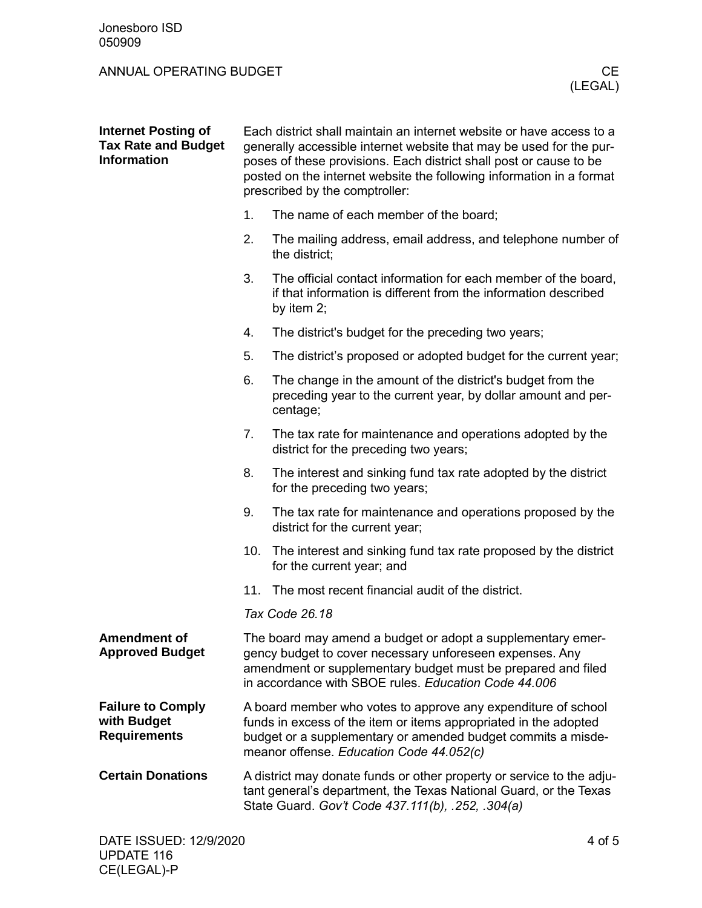### Internet Posting of Tax Rate and Budget Information

Each district shall maintain an internet website or have access to a generally accessible internet website that may be used for the purposes of these provisions. Each district shall post or cause to be posted on the internet website the following information in a format prescribed by the comptroller:

1. The name of each member of the board;
2. The mailing address, email address, and telephone number of the district;
3. The official contact information for each member of the board, if that information is different from the information described by item 2;
4. The district's budget for the preceding two years;
5. The district's proposed or adopted budget for the current year;
6. The change in the amount of the district's budget from the preceding year to the current year, by dollar amount and percentage;
7. The tax rate for maintenance and operations adopted by the district for the preceding two years;
8. The interest and sinking fund tax rate adopted by the district for the preceding two years;
9. The tax rate for maintenance and operations proposed by the district for the current year;
10. The interest and sinking fund tax rate proposed by the district for the current year; and
11. The most recent financial audit of the district.

*Tax Code 26.18*

### Amendment of Approved Budget

The board may amend a budget or adopt a supplementary emergency budget to cover necessary unforeseen expenses. Any amendment or supplementary budget must be prepared and filed in accordance with SBOE rules. *Education Code 44.006*

### Failure to Comply with Budget Requirements

A board member who votes to approve any expenditure of school funds in excess of the item or items appropriated in the adopted budget or a supplementary or amended budget commits a misdemeanor offense. *Education Code 44.052(c)*

### Certain Donations

A district may donate funds or other property or service to the adjutant general's department, the Texas National Guard, or the Texas State Guard. *Gov't Code 437.111(b), .252, .304(a)*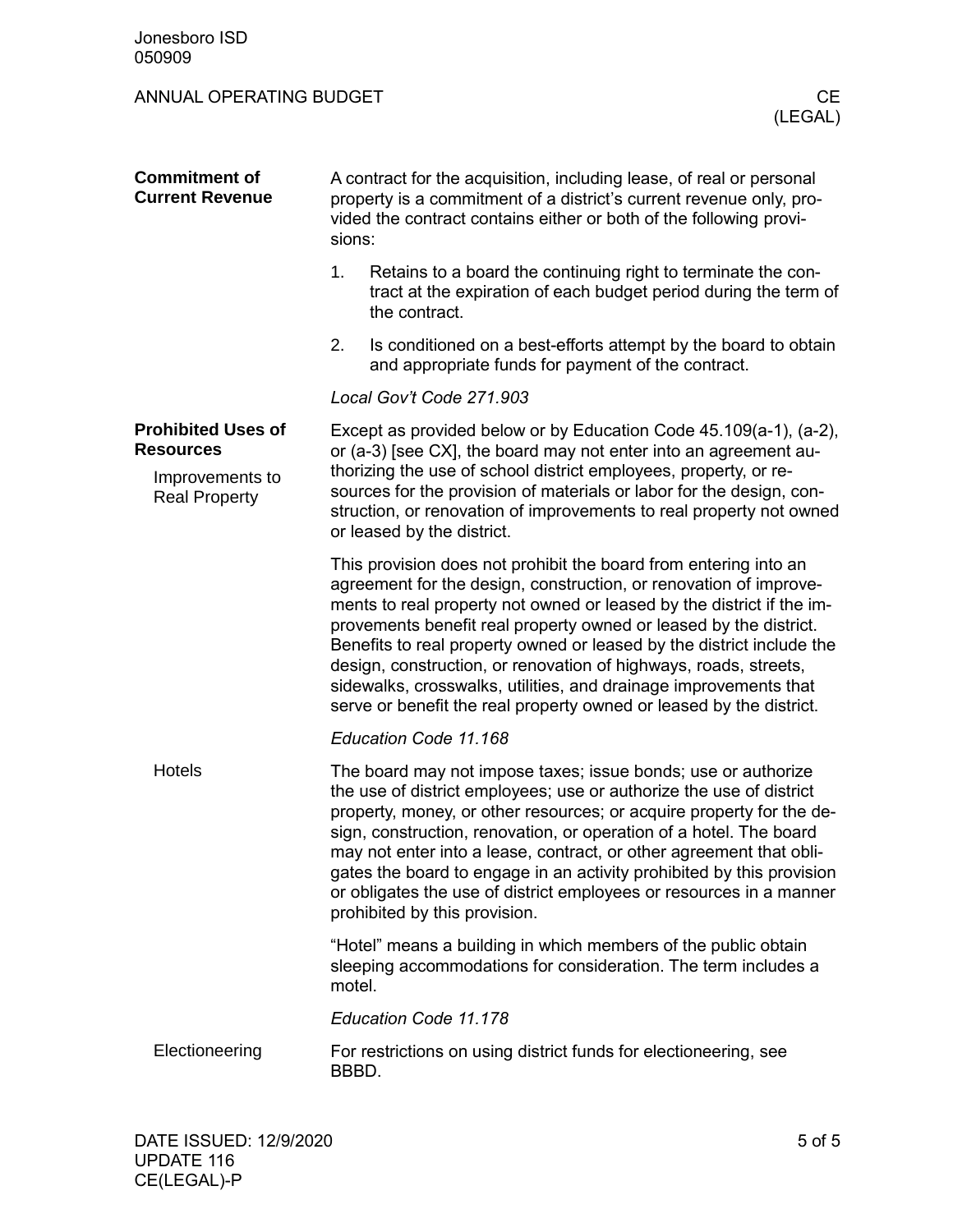## Commitment of Current Revenue

A contract for the acquisition, including lease, of real or personal property is a commitment of a district's current revenue only, provided the contract contains either or both of the following provisions:

1. Retains to a board the continuing right to terminate the contract at the expiration of each budget period during the term of the contract.
2. Is conditioned on a best-efforts attempt by the board to obtain and appropriate funds for payment of the contract.

*Local Gov't Code 271.903*

## Prohibited Uses of Resources

### Improvements to Real Property

Except as provided below or by Education Code 45.109(a-1), (a-2), or (a-3) [see CX], the board may not enter into an agreement authorizing the use of school district employees, property, or resources for the provision of materials or labor for the design, construction, or renovation of improvements to real property not owned or leased by the district.

This provision does not prohibit the board from entering into an agreement for the design, construction, or renovation of improvements to real property not owned or leased by the district if the improvements benefit real property owned or leased by the district. Benefits to real property owned or leased by the district include the design, construction, or renovation of highways, roads, streets, sidewalks, crosswalks, utilities, and drainage improvements that serve or benefit the real property owned or leased by the district.

*Education Code 11.168*

### Hotels

The board may not impose taxes; issue bonds; use or authorize the use of district employees; use or authorize the use of district property, money, or other resources; or acquire property for the design, construction, renovation, or operation of a hotel. The board may not enter into a lease, contract, or other agreement that obligates the board to engage in an activity prohibited by this provision or obligates the use of district employees or resources in a manner prohibited by this provision.

"Hotel" means a building in which members of the public obtain sleeping accommodations for consideration. The term includes a motel.

*Education Code 11.178*

### Electioneering

For restrictions on using district funds for electioneering, see BBBD.